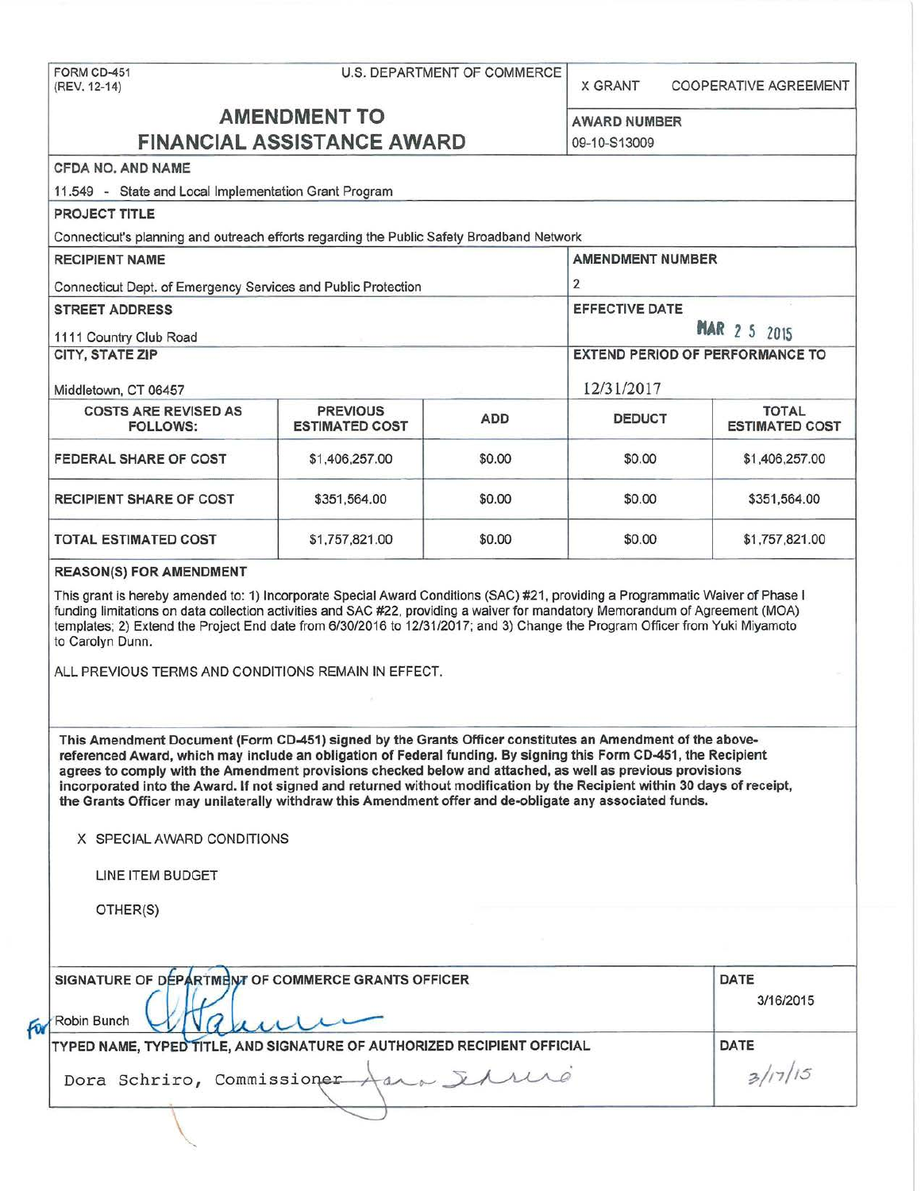FORM CD-451
(REV. 12-14)

U.S. DEPARTMENT OF COMMERCE

X GRANT    COOPERATIVE AGREEMENT

# AMENDMENT TO FINANCIAL ASSISTANCE AWARD

**AWARD NUMBER**
09-10-S13009

**CFDA NO. AND NAME**
11.549 - State and Local Implementation Grant Program

**PROJECT TITLE**
Connecticut's planning and outreach efforts regarding the Public Safety Broadband Network

**RECIPIENT NAME**
Connecticut Dept. of Emergency Services and Public Protection

**AMENDMENT NUMBER**
2

**STREET ADDRESS**
1111 Country Club Road

**EFFECTIVE DATE**
MAR 25 2015

**CITY, STATE ZIP**
Middletown, CT 06457

**EXTEND PERIOD OF PERFORMANCE TO**
12/31/2017

| COSTS ARE REVISED AS FOLLOWS: | PREVIOUS ESTIMATED COST | ADD | DEDUCT | TOTAL ESTIMATED COST |
|---|---|---|---|---|
| FEDERAL SHARE OF COST | $1,406,257.00 | $0.00 | $0.00 | $1,406,257.00 |
| RECIPIENT SHARE OF COST | $351,564.00 | $0.00 | $0.00 | $351,564.00 |
| TOTAL ESTIMATED COST | $1,757,821.00 | $0.00 | $0.00 | $1,757,821.00 |

**REASON(S) FOR AMENDMENT**

This grant is hereby amended to: 1) Incorporate Special Award Conditions (SAC) #21, providing a Programmatic Waiver of Phase I funding limitations on data collection activities and SAC #22, providing a waiver for mandatory Memorandum of Agreement (MOA) templates; 2) Extend the Project End date from 6/30/2016 to 12/31/2017; and 3) Change the Program Officer from Yuki Miyamoto to Carolyn Dunn.

ALL PREVIOUS TERMS AND CONDITIONS REMAIN IN EFFECT.

**This Amendment Document (Form CD-451) signed by the Grants Officer constitutes an Amendment of the above-referenced Award, which may include an obligation of Federal funding. By signing this Form CD-451, the Recipient agrees to comply with the Amendment provisions checked below and attached, as well as previous provisions incorporated into the Award. If not signed and returned without modification by the Recipient within 30 days of receipt, the Grants Officer may unilaterally withdraw this Amendment offer and de-obligate any associated funds.**

X SPECIAL AWARD CONDITIONS

LINE ITEM BUDGET

OTHER(S)

**SIGNATURE OF DEPARTMENT OF COMMERCE GRANTS OFFICER**
For Robin Bunch

**DATE**
3/16/2015

**TYPED NAME, TYPED TITLE, AND SIGNATURE OF AUTHORIZED RECIPIENT OFFICIAL**
Dora Schriro, Commissioner

**DATE**
3/17/15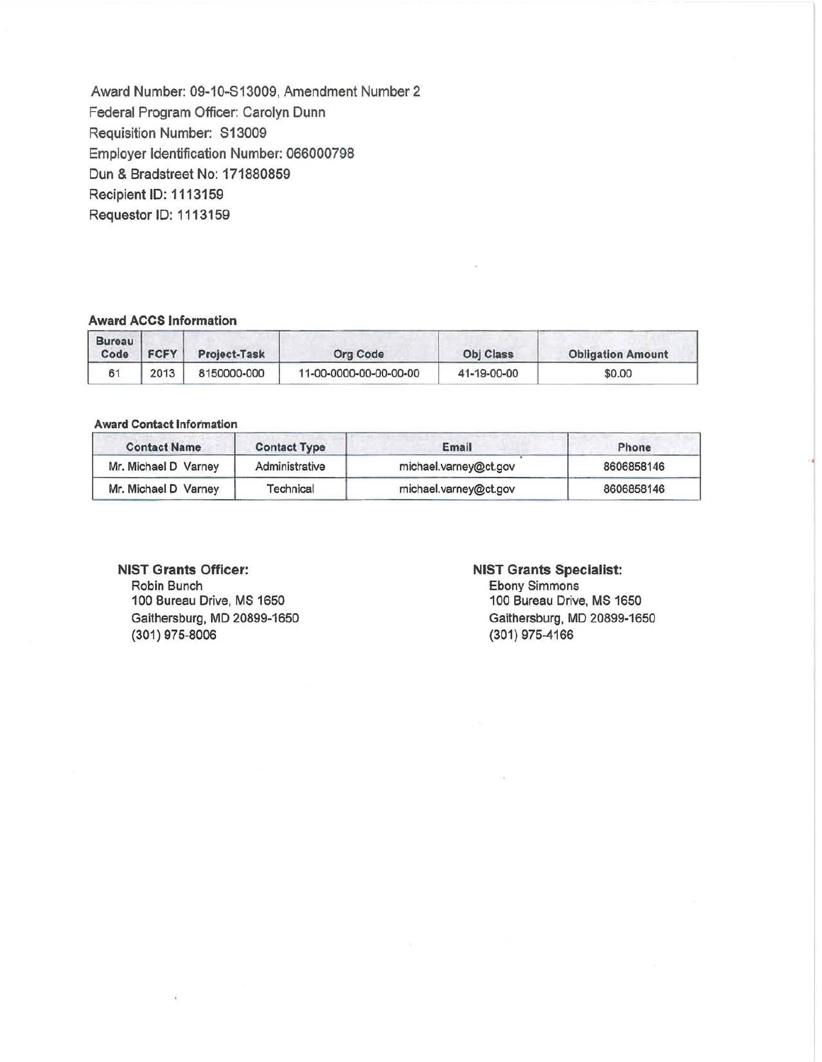Award Number: 09-10-S13009, Amendment Number 2
Federal Program Officer: Carolyn Dunn
Requisition Number: S13009
Employer Identification Number: 066000798
Dun & Bradstreet No: 171880859
Recipient ID: 1113159
Requestor ID: 1113159

**Award ACCS Information**

| Bureau Code | FCFY | Project-Task | Org Code | Obj Class | Obligation Amount |
|---|---|---|---|---|---|
| 61 | 2013 | 8150000-000 | 11-00-0000-00-00-00-00 | 41-19-00-00 | $0.00 |

**Award Contact Information**

| Contact Name | Contact Type | Email | Phone |
|---|---|---|---|
| Mr. Michael D Varney | Administrative | michael.varney@ct.gov | 8606858146 |
| Mr. Michael D Varney | Technical | michael.varney@ct.gov | 8606858146 |

**NIST Grants Officer:**
Robin Bunch
100 Bureau Drive, MS 1650
Gaithersburg, MD 20899-1650
(301) 975-8006

**NIST Grants Specialist:**
Ebony Simmons
100 Bureau Drive, MS 1650
Gaithersburg, MD 20899-1650
(301) 975-4166